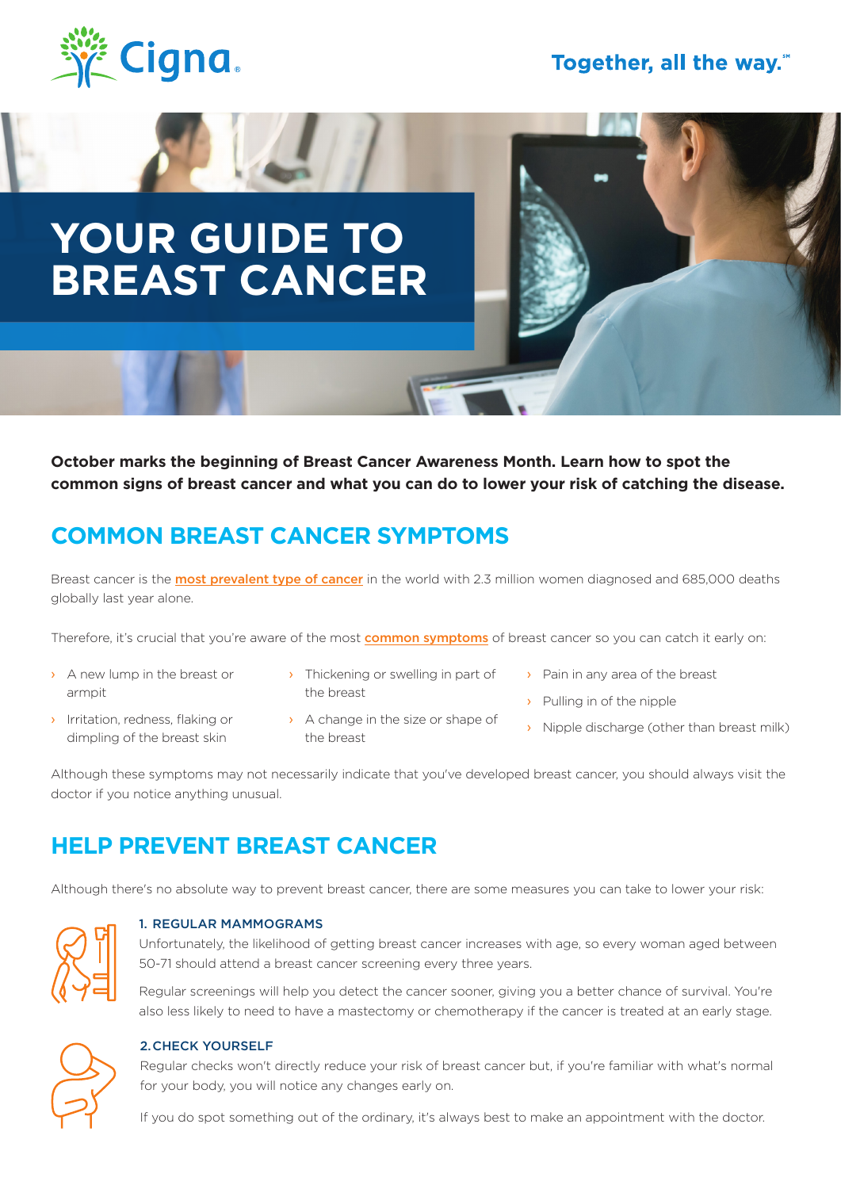Together, all the way.℠

# YOUR GUIDE TO BREAST CANCER

**October marks the beginning of Breast Cancer Awareness Month. Learn how to spot the common signs of breast cancer and what you can do to lower your risk of catching the disease.**

## COMMON BREAST CANCER SYMPTOMS

Breast cancer is the **most prevalent type of cancer** in the world with 2.3 million women diagnosed and 685,000 deaths globally last year alone.

Therefore, it's crucial that you're aware of the most **common symptoms** of breast cancer so you can catch it early on:

- A new lump in the breast or armpit
- Irritation, redness, flaking or dimpling of the breast skin
- Thickening or swelling in part of the breast
- A change in the size or shape of the breast
- Pain in any area of the breast
- Pulling in of the nipple
- Nipple discharge (other than breast milk)

Although these symptoms may not necessarily indicate that you've developed breast cancer, you should always visit the doctor if you notice anything unusual.

## HELP PREVENT BREAST CANCER

Although there's no absolute way to prevent breast cancer, there are some measures you can take to lower your risk:

### 1. REGULAR MAMMOGRAMS

Unfortunately, the likelihood of getting breast cancer increases with age, so every woman aged between 50-71 should attend a breast cancer screening every three years.

Regular screenings will help you detect the cancer sooner, giving you a better chance of survival. You're also less likely to need to have a mastectomy or chemotherapy if the cancer is treated at an early stage.

### 2. CHECK YOURSELF

Regular checks won't directly reduce your risk of breast cancer but, if you're familiar with what's normal for your body, you will notice any changes early on.

If you do spot something out of the ordinary, it's always best to make an appointment with the doctor.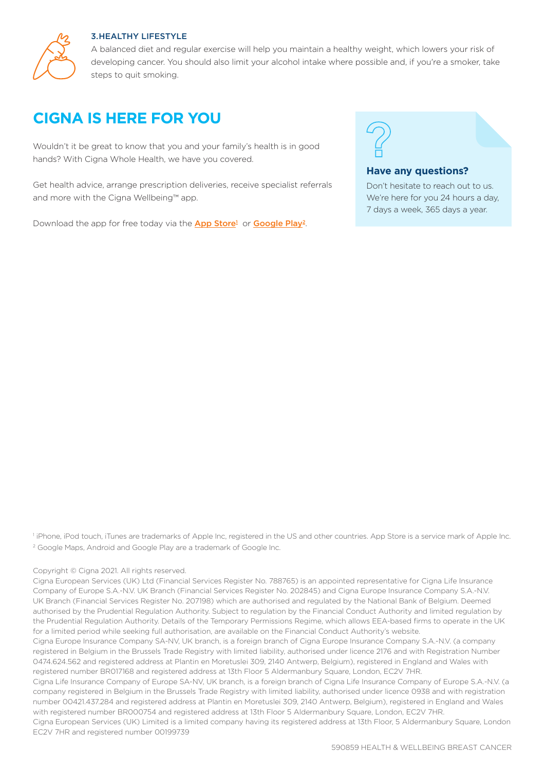### 3.HEALTHY LIFESTYLE

A balanced diet and regular exercise will help you maintain a healthy weight, which lowers your risk of developing cancer. You should also limit your alcohol intake where possible and, if you're a smoker, take steps to quit smoking.

## CIGNA IS HERE FOR YOU

Wouldn't it be great to know that you and your family's health is in good hands? With Cigna Whole Health, we have you covered.

Get health advice, arrange prescription deliveries, receive specialist referrals and more with the Cigna Wellbeing™ app.

Download the app for free today via the **App Store**[1] or **Google Play**[2].

**Have any questions?**

Don't hesitate to reach out to us. We're here for you 24 hours a day, 7 days a week, 365 days a year.

[1] iPhone, iPod touch, iTunes are trademarks of Apple Inc, registered in the US and other countries. App Store is a service mark of Apple Inc.
[2] Google Maps, Android and Google Play are a trademark of Google Inc.

Copyright © Cigna 2021. All rights reserved.
Cigna European Services (UK) Ltd (Financial Services Register No. 788765) is an appointed representative for Cigna Life Insurance Company of Europe S.A.-N.V. UK Branch (Financial Services Register No. 202845) and Cigna Europe Insurance Company S.A.-N.V. UK Branch (Financial Services Register No. 207198) which are authorised and regulated by the National Bank of Belgium. Deemed authorised by the Prudential Regulation Authority. Subject to regulation by the Financial Conduct Authority and limited regulation by the Prudential Regulation Authority. Details of the Temporary Permissions Regime, which allows EEA-based firms to operate in the UK for a limited period while seeking full authorisation, are available on the Financial Conduct Authority's website.
Cigna Europe Insurance Company SA-NV, UK branch, is a foreign branch of Cigna Europe Insurance Company S.A.-N.V. (a company registered in Belgium in the Brussels Trade Registry with limited liability, authorised under licence 2176 and with Registration Number 0474.624.562 and registered address at Plantin en Moretuslei 309, 2140 Antwerp, Belgium), registered in England and Wales with registered number BR017168 and registered address at 13th Floor 5 Aldermanbury Square, London, EC2V 7HR.
Cigna Life Insurance Company of Europe SA-NV, UK branch, is a foreign branch of Cigna Life Insurance Company of Europe S.A.-N.V. (a company registered in Belgium in the Brussels Trade Registry with limited liability, authorised under licence 0938 and with registration number 00421.437.284 and registered address at Plantin en Moretuslei 309, 2140 Antwerp, Belgium), registered in England and Wales with registered number BR000754 and registered address at 13th Floor 5 Aldermanbury Square, London, EC2V 7HR.
Cigna European Services (UK) Limited is a limited company having its registered address at 13th Floor, 5 Aldermanbury Square, London EC2V 7HR and registered number 00199739

590859 HEALTH & WELLBEING BREAST CANCER